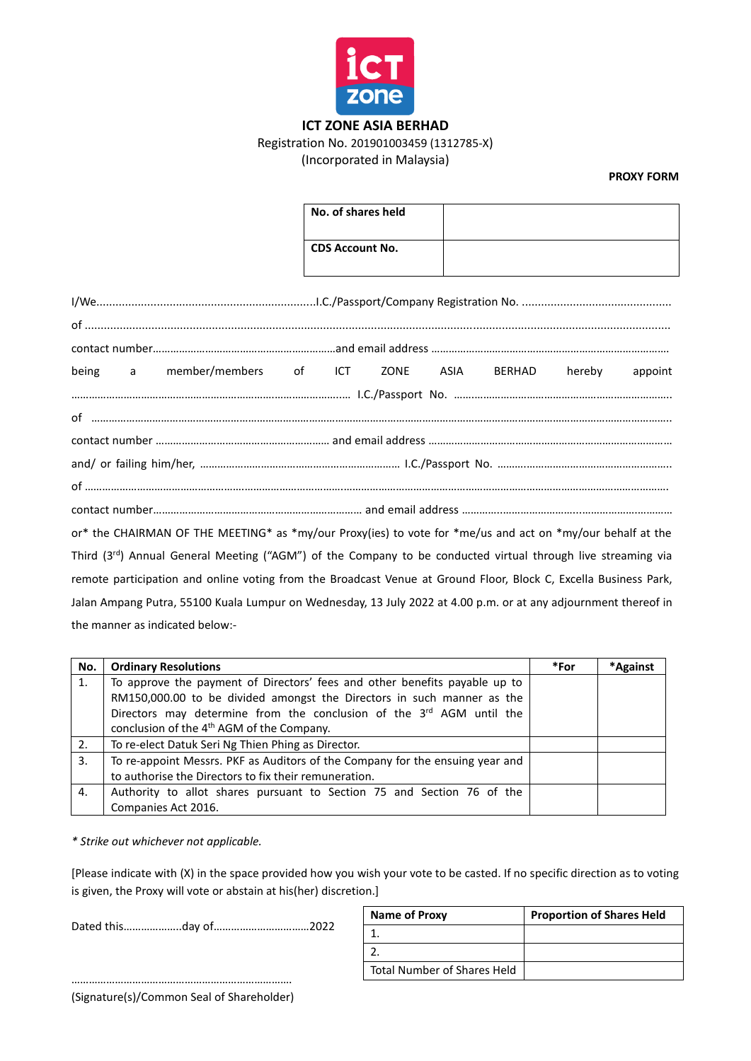**ICT ZONE ASIA BERHAD**

Registration No. 201901003459 (1312785-X)

(Incorporated in Malaysia)

**PROXY FORM**

| **No. of shares held** | |
|---|---|
| **CDS Account No.** | |

I/We.....................................................................I.C./Passport/Company Registration No. ..............................................

of ..............................................................................................................................................................................

contact number…………………………………………………….and email address ……………………………………………………………………

being a member/members of ICT ZONE ASIA BERHAD hereby appoint

……………………………………………………………………………………… I.C./Passport No. ………………………………………………………………….

of ………………………………………………………………………………………………………………………………………………………………………..

contact number …………………………………………………. and email address ………………………………………………………………………

and/ or failing him/her, ……………………………………………………………. I.C./Passport No. …………………………………………………...

of …………………………………………………………………………………………………………………………………………………………………….

contact number……………………………………………………………… and email address ………………………………………………………………

or* the CHAIRMAN OF THE MEETING* as *my/our Proxy(ies) to vote for *me/us and act on *my/our behalf at the Third (3[rd]) Annual General Meeting ("AGM") of the Company to be conducted virtual through live streaming via remote participation and online voting from the Broadcast Venue at Ground Floor, Block C, Excella Business Park, Jalan Ampang Putra, 55100 Kuala Lumpur on Wednesday, 13 July 2022 at 4.00 p.m. or at any adjournment thereof in the manner as indicated below:-

| No. | Ordinary Resolutions | *For | *Against |
|---|---|---|---|
| 1. | To approve the payment of Directors' fees and other benefits payable up to RM150,000.00 to be divided amongst the Directors in such manner as the Directors may determine from the conclusion of the 3[rd] AGM until the conclusion of the 4[th] AGM of the Company. | | |
| 2. | To re-elect Datuk Seri Ng Thien Phing as Director. | | |
| 3. | To re-appoint Messrs. PKF as Auditors of the Company for the ensuing year and to authorise the Directors to fix their remuneration. | | |
| 4. | Authority to allot shares pursuant to Section 75 and Section 76 of the Companies Act 2016. | | |

*\* Strike out whichever not applicable.*

[Please indicate with (X) in the space provided how you wish your vote to be casted. If no specific direction as to voting is given, the Proxy will vote or abstain at his(her) discretion.]

Dated this………………..day of……………………………2022

| **Name of Proxy** | **Proportion of Shares Held** |
|---|---|
| 1. | |
| 2. | |
| Total Number of Shares Held | |

…………………………………………………………………

(Signature(s)/Common Seal of Shareholder)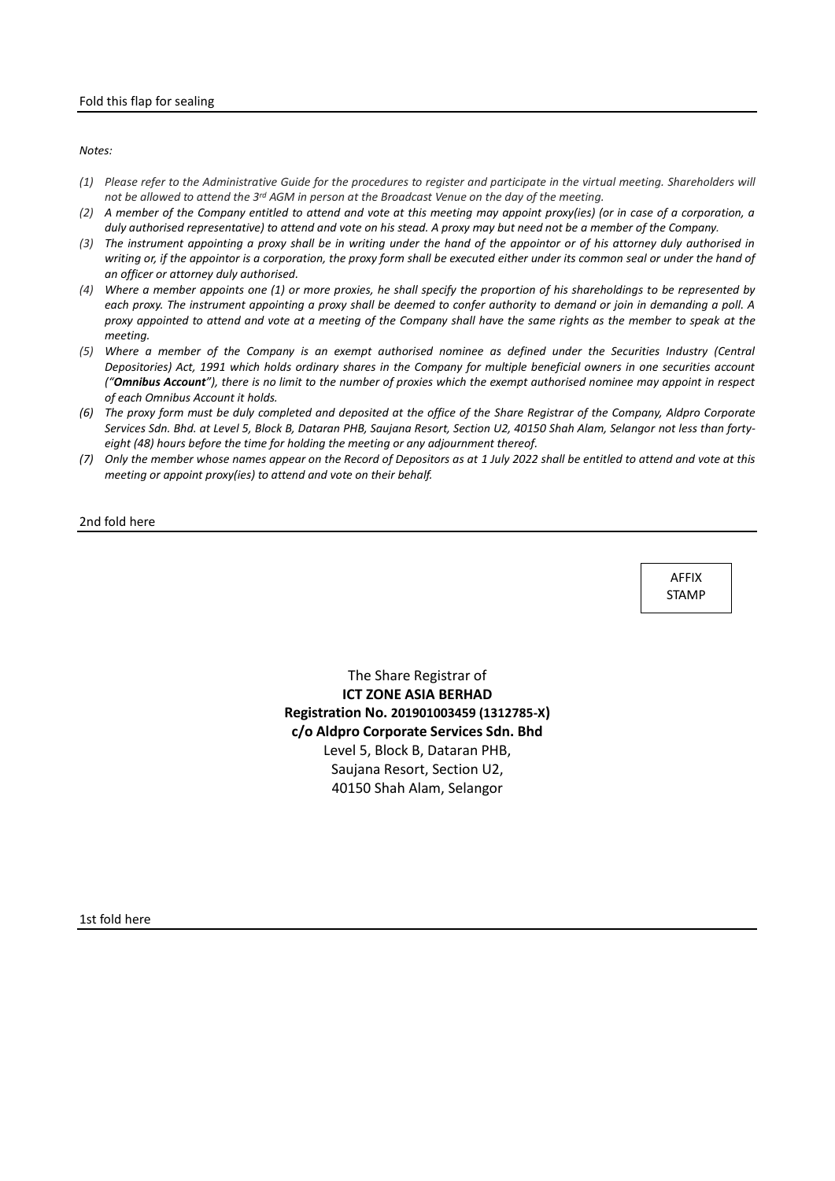Fold this flap for sealing

*Notes:*

*(1) Please refer to the Administrative Guide for the procedures to register and participate in the virtual meeting. Shareholders will not be allowed to attend the 3rd AGM in person at the Broadcast Venue on the day of the meeting.*

*(2) A member of the Company entitled to attend and vote at this meeting may appoint proxy(ies) (or in case of a corporation, a duly authorised representative) to attend and vote on his stead. A proxy may but need not be a member of the Company.*

*(3) The instrument appointing a proxy shall be in writing under the hand of the appointor or of his attorney duly authorised in writing or, if the appointor is a corporation, the proxy form shall be executed either under its common seal or under the hand of an officer or attorney duly authorised.*

*(4) Where a member appoints one (1) or more proxies, he shall specify the proportion of his shareholdings to be represented by each proxy. The instrument appointing a proxy shall be deemed to confer authority to demand or join in demanding a poll. A proxy appointed to attend and vote at a meeting of the Company shall have the same rights as the member to speak at the meeting.*

*(5) Where a member of the Company is an exempt authorised nominee as defined under the Securities Industry (Central Depositories) Act, 1991 which holds ordinary shares in the Company for multiple beneficial owners in one securities account ("**Omnibus Account**"), there is no limit to the number of proxies which the exempt authorised nominee may appoint in respect of each Omnibus Account it holds.*

*(6) The proxy form must be duly completed and deposited at the office of the Share Registrar of the Company, Aldpro Corporate Services Sdn. Bhd. at Level 5, Block B, Dataran PHB, Saujana Resort, Section U2, 40150 Shah Alam, Selangor not less than forty-eight (48) hours before the time for holding the meeting or any adjournment thereof.*

*(7) Only the member whose names appear on the Record of Depositors as at 1 July 2022 shall be entitled to attend and vote at this meeting or appoint proxy(ies) to attend and vote on their behalf.*

2nd fold here

AFFIX
STAMP

The Share Registrar of
**ICT ZONE ASIA BERHAD**
**Registration No. 201901003459 (1312785-X)**
**c/o Aldpro Corporate Services Sdn. Bhd**
Level 5, Block B, Dataran PHB,
Saujana Resort, Section U2,
40150 Shah Alam, Selangor

1st fold here